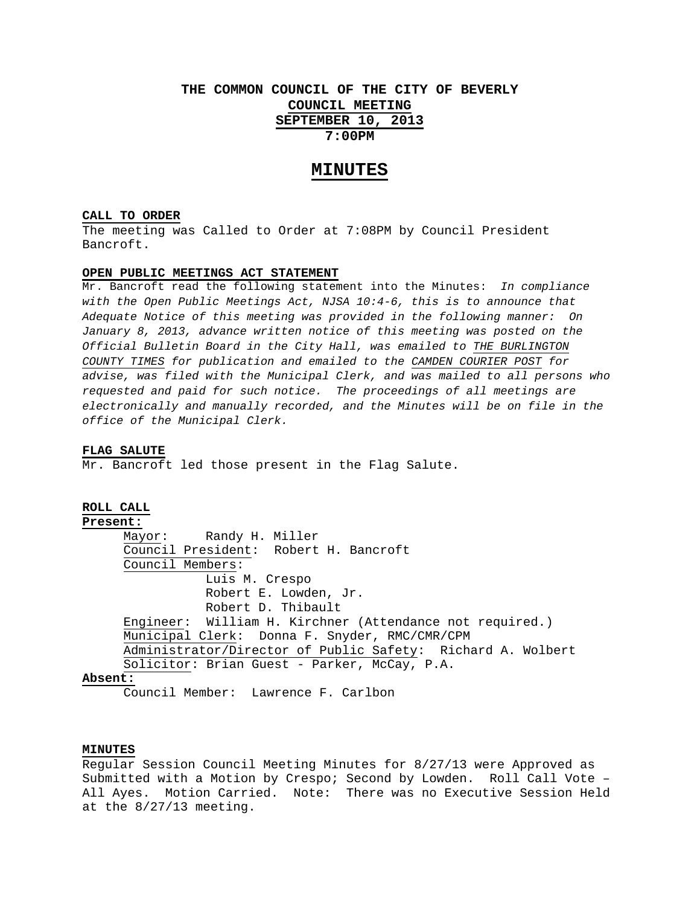# THE COMMON COUNCIL OF THE CITY OF BEVERLY
## COUNCIL MEETING
## SEPTEMBER 10, 2013
## 7:00PM

# MINUTES

**CALL TO ORDER**
The meeting was Called to Order at 7:08PM by Council President Bancroft.

**OPEN PUBLIC MEETINGS ACT STATEMENT**
Mr. Bancroft read the following statement into the Minutes: *In compliance with the Open Public Meetings Act, NJSA 10:4-6, this is to announce that Adequate Notice of this meeting was provided in the following manner: On January 8, 2013, advance written notice of this meeting was posted on the Official Bulletin Board in the City Hall, was emailed to THE BURLINGTON COUNTY TIMES for publication and emailed to the CAMDEN COURIER POST for advise, was filed with the Municipal Clerk, and was mailed to all persons who requested and paid for such notice. The proceedings of all meetings are electronically and manually recorded, and the Minutes will be on file in the office of the Municipal Clerk.*

**FLAG SALUTE**
Mr. Bancroft led those present in the Flag Salute.

**ROLL CALL**
**Present:**
Mayor: Randy H. Miller
Council President: Robert H. Bancroft
Council Members:
Luis M. Crespo
Robert E. Lowden, Jr.
Robert D. Thibault
Engineer: William H. Kirchner (Attendance not required.)
Municipal Clerk: Donna F. Snyder, RMC/CMR/CPM
Administrator/Director of Public Safety: Richard A. Wolbert
Solicitor: Brian Guest - Parker, McCay, P.A.
**Absent:**
Council Member: Lawrence F. Carlbon

**MINUTES**
Regular Session Council Meeting Minutes for 8/27/13 were Approved as Submitted with a Motion by Crespo; Second by Lowden. Roll Call Vote – All Ayes. Motion Carried. Note: There was no Executive Session Held at the 8/27/13 meeting.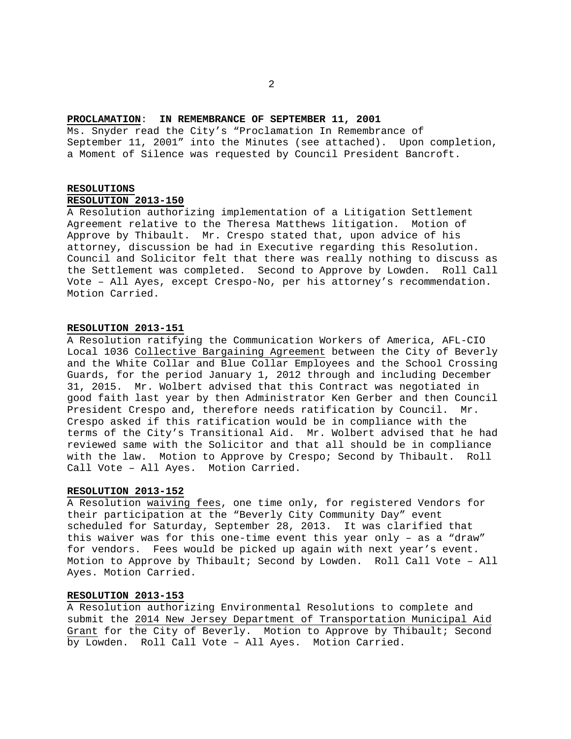**PROCLAMATION: IN REMEMBRANCE OF SEPTEMBER 11, 2001**

Ms. Snyder read the City's "Proclamation In Remembrance of September 11, 2001" into the Minutes (see attached). Upon completion, a Moment of Silence was requested by Council President Bancroft.

**RESOLUTIONS**

**RESOLUTION 2013-150**

A Resolution authorizing implementation of a Litigation Settlement Agreement relative to the Theresa Matthews litigation. Motion of Approve by Thibault. Mr. Crespo stated that, upon advice of his attorney, discussion be had in Executive regarding this Resolution. Council and Solicitor felt that there was really nothing to discuss as the Settlement was completed. Second to Approve by Lowden. Roll Call Vote – All Ayes, except Crespo-No, per his attorney's recommendation. Motion Carried.

**RESOLUTION 2013-151**

A Resolution ratifying the Communication Workers of America, AFL-CIO Local 1036 Collective Bargaining Agreement between the City of Beverly and the White Collar and Blue Collar Employees and the School Crossing Guards, for the period January 1, 2012 through and including December 31, 2015. Mr. Wolbert advised that this Contract was negotiated in good faith last year by then Administrator Ken Gerber and then Council President Crespo and, therefore needs ratification by Council. Mr. Crespo asked if this ratification would be in compliance with the terms of the City's Transitional Aid. Mr. Wolbert advised that he had reviewed same with the Solicitor and that all should be in compliance with the law. Motion to Approve by Crespo; Second by Thibault. Roll Call Vote – All Ayes. Motion Carried.

**RESOLUTION 2013-152**

A Resolution waiving fees, one time only, for registered Vendors for their participation at the "Beverly City Community Day" event scheduled for Saturday, September 28, 2013. It was clarified that this waiver was for this one-time event this year only – as a "draw" for vendors. Fees would be picked up again with next year's event. Motion to Approve by Thibault; Second by Lowden. Roll Call Vote – All Ayes. Motion Carried.

**RESOLUTION 2013-153**

A Resolution authorizing Environmental Resolutions to complete and submit the 2014 New Jersey Department of Transportation Municipal Aid Grant for the City of Beverly. Motion to Approve by Thibault; Second by Lowden. Roll Call Vote – All Ayes. Motion Carried.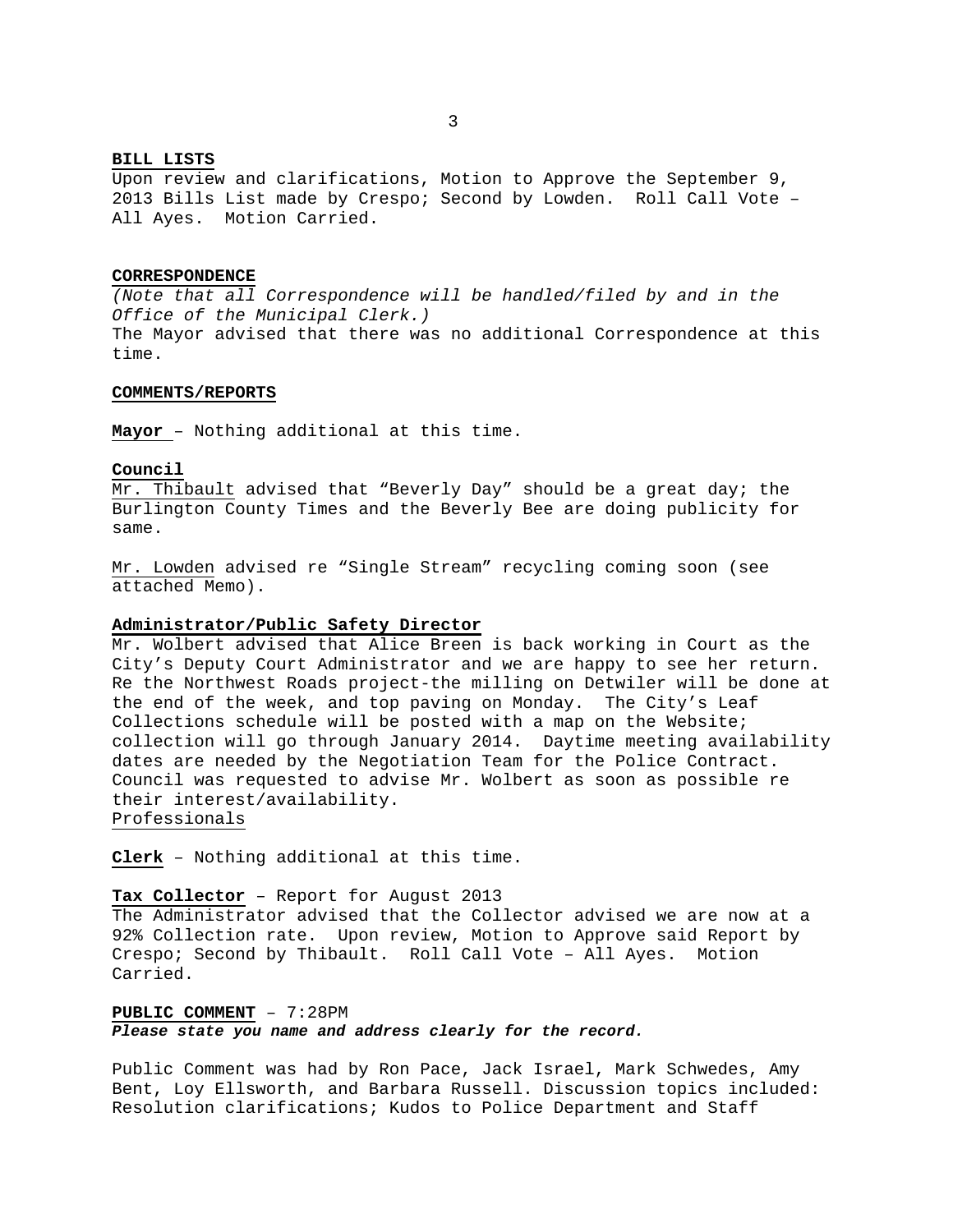**BILL LISTS**
Upon review and clarifications, Motion to Approve the September 9, 2013 Bills List made by Crespo; Second by Lowden. Roll Call Vote – All Ayes. Motion Carried.

**CORRESPONDENCE**
*(Note that all Correspondence will be handled/filed by and in the Office of the Municipal Clerk.)*
The Mayor advised that there was no additional Correspondence at this time.

**COMMENTS/REPORTS**

**Mayor** – Nothing additional at this time.

**Council**
Mr. Thibault advised that "Beverly Day" should be a great day; the Burlington County Times and the Beverly Bee are doing publicity for same.

Mr. Lowden advised re "Single Stream" recycling coming soon (see attached Memo).

**Administrator/Public Safety Director**
Mr. Wolbert advised that Alice Breen is back working in Court as the City's Deputy Court Administrator and we are happy to see her return. Re the Northwest Roads project-the milling on Detwiler will be done at the end of the week, and top paving on Monday. The City's Leaf Collections schedule will be posted with a map on the Website; collection will go through January 2014. Daytime meeting availability dates are needed by the Negotiation Team for the Police Contract. Council was requested to advise Mr. Wolbert as soon as possible re their interest/availability.
Professionals

**Clerk** – Nothing additional at this time.

**Tax Collector** – Report for August 2013
The Administrator advised that the Collector advised we are now at a 92% Collection rate. Upon review, Motion to Approve said Report by Crespo; Second by Thibault. Roll Call Vote – All Ayes. Motion Carried.

**PUBLIC COMMENT** – 7:28PM
***Please state you name and address clearly for the record.***

Public Comment was had by Ron Pace, Jack Israel, Mark Schwedes, Amy Bent, Loy Ellsworth, and Barbara Russell. Discussion topics included: Resolution clarifications; Kudos to Police Department and Staff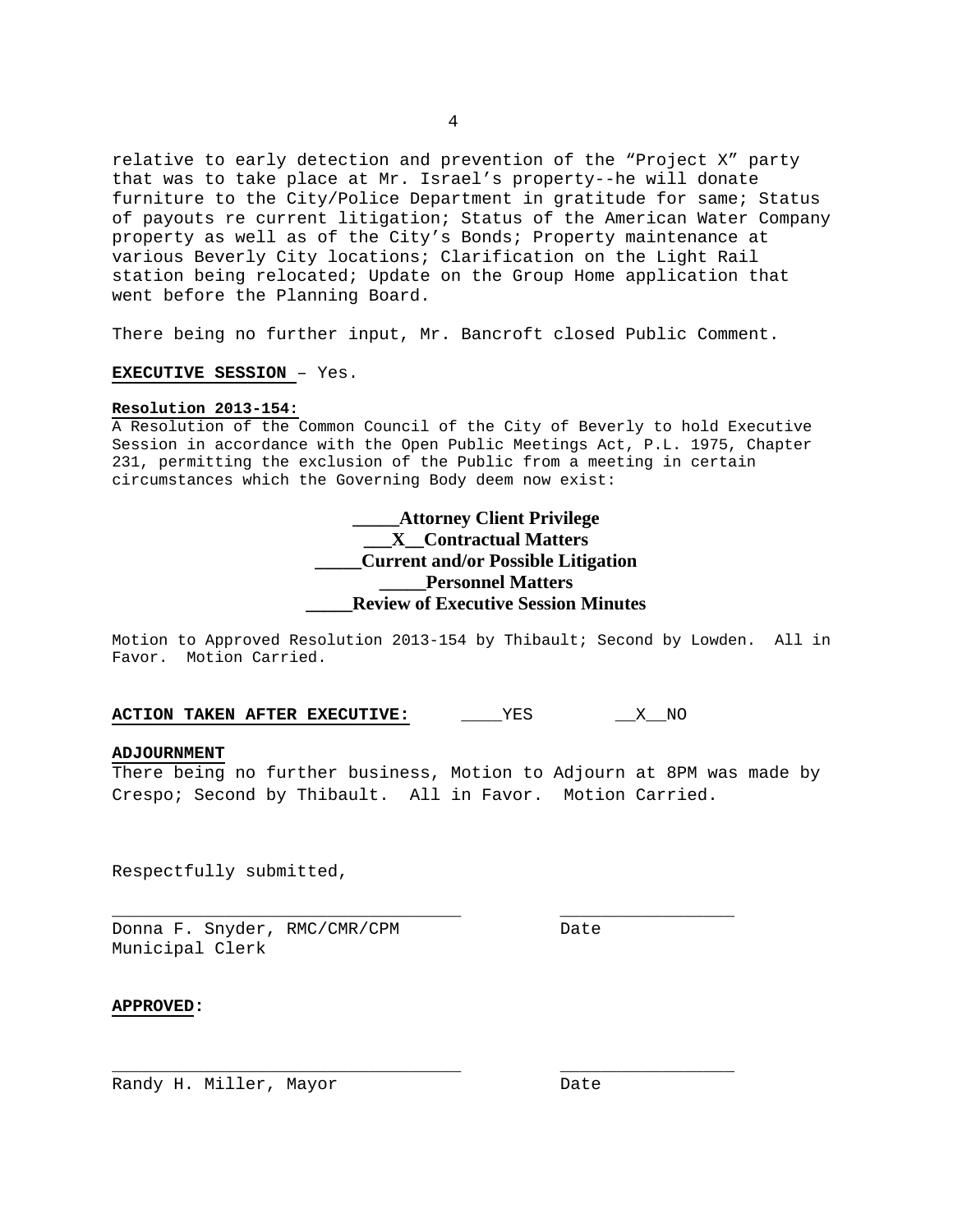relative to early detection and prevention of the “Project X” party that was to take place at Mr. Israel’s property--he will donate furniture to the City/Police Department in gratitude for same; Status of payouts re current litigation; Status of the American Water Company property as well as of the City’s Bonds; Property maintenance at various Beverly City locations; Clarification on the Light Rail station being relocated; Update on the Group Home application that went before the Planning Board.

There being no further input, Mr. Bancroft closed Public Comment.

**EXECUTIVE SESSION** – Yes.

**Resolution 2013-154:**
A Resolution of the Common Council of the City of Beverly to hold Executive Session in accordance with the Open Public Meetings Act, P.L. 1975, Chapter 231, permitting the exclusion of the Public from a meeting in certain circumstances which the Governing Body deem now exist:

**_____Attorney Client Privilege**
**___X__Contractual Matters**
**_____Current and/or Possible Litigation**
**_____Personnel Matters**
**_____Review of Executive Session Minutes**

Motion to Approved Resolution 2013-154 by Thibault; Second by Lowden. All in Favor. Motion Carried.

**ACTION TAKEN AFTER EXECUTIVE:** ____YES __X__NO

**ADJOURNMENT**
There being no further business, Motion to Adjourn at 8PM was made by Crespo; Second by Thibault. All in Favor. Motion Carried.

Respectfully submitted,

_________________________________ _________________
Donna F. Snyder, RMC/CMR/CPM Date
Municipal Clerk

**APPROVED:**

_________________________________ _________________
Randy H. Miller, Mayor Date